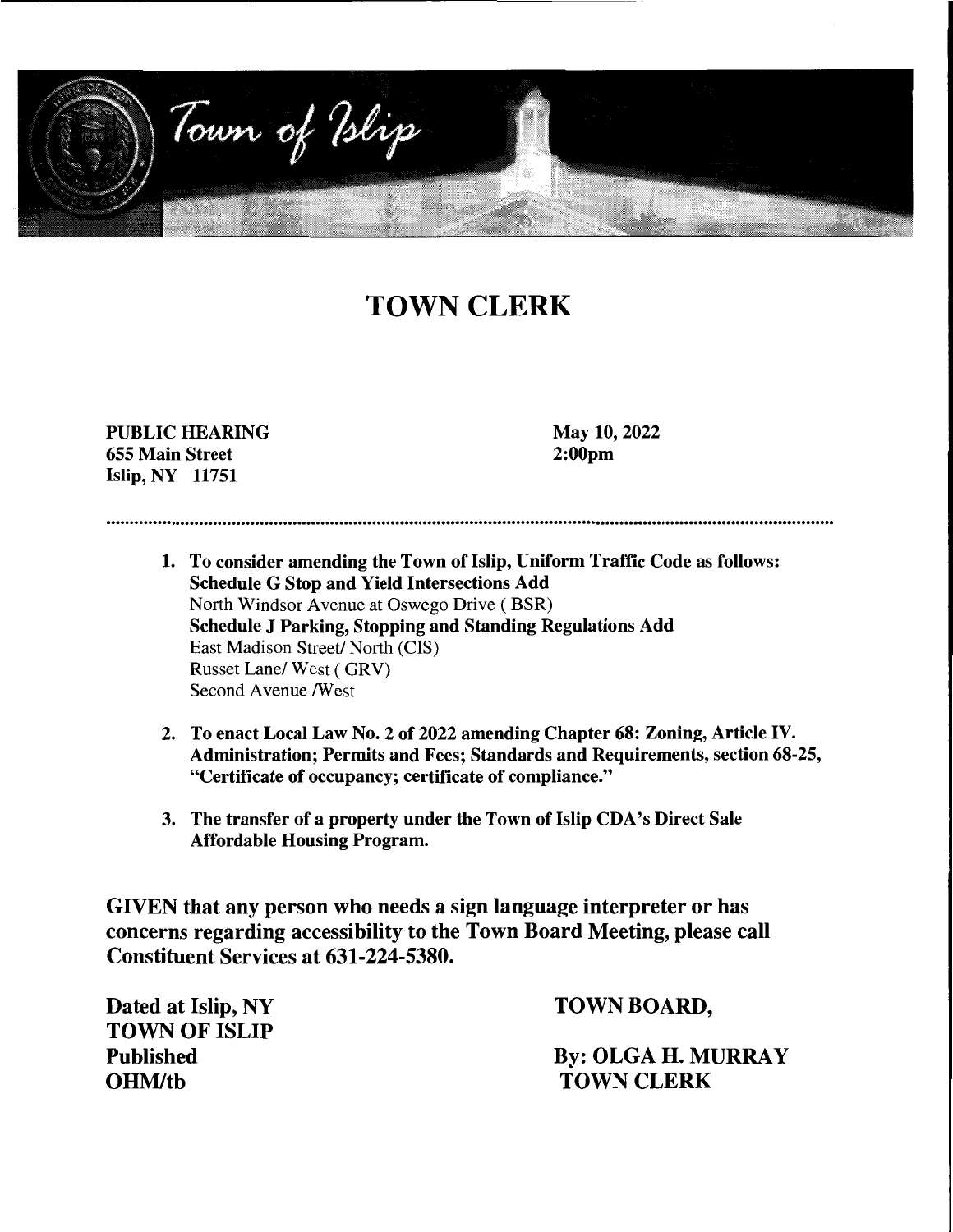Town of Islip

# TOWN CLERK

**PUBLIC HEARING**
**655 Main Street**
**Islip, NY 11751**

**May 10, 2022**
**2:00pm**

1. **To consider amending the Town of Islip, Uniform Traffic Code as follows:**
   **Schedule G Stop and Yield Intersections Add**
   North Windsor Avenue at Oswego Drive ( BSR)
   **Schedule J Parking, Stopping and Standing Regulations Add**
   East Madison Street/ North (CIS)
   Russet Lane/ West ( GRV)
   Second Avenue /West

2. **To enact Local Law No. 2 of 2022 amending Chapter 68: Zoning, Article IV. Administration; Permits and Fees; Standards and Requirements, section 68-25, "Certificate of occupancy; certificate of compliance."**

3. **The transfer of a property under the Town of Islip CDA's Direct Sale Affordable Housing Program.**

**GIVEN that any person who needs a sign language interpreter or has concerns regarding accessibility to the Town Board Meeting, please call Constituent Services at 631-224-5380.**

**Dated at Islip, NY**
**TOWN OF ISLIP**
**Published**
**OHM/tb**

**TOWN BOARD,**

**By: OLGA H. MURRAY**
**TOWN CLERK**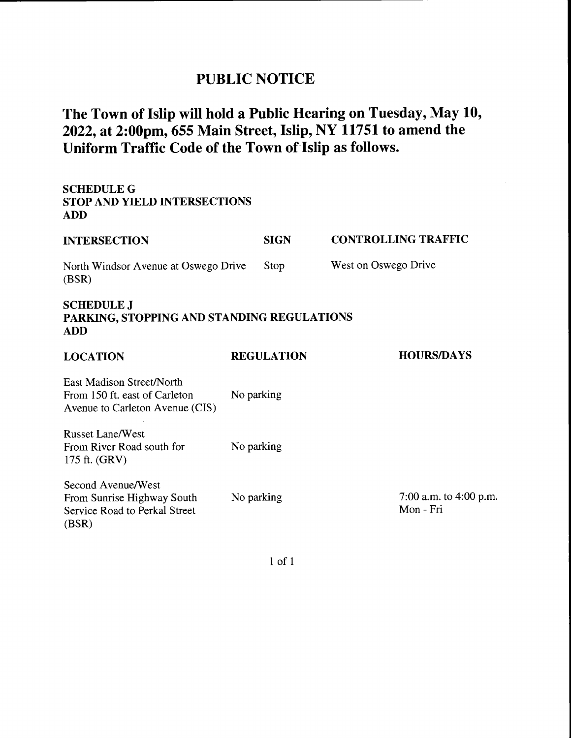# PUBLIC NOTICE

## The Town of Islip will hold a Public Hearing on Tuesday, May 10, 2022, at 2:00pm, 655 Main Street, Islip, NY 11751 to amend the Uniform Traffic Code of the Town of Islip as follows.

**SCHEDULE G**
**STOP AND YIELD INTERSECTIONS**
**ADD**

| INTERSECTION | SIGN | CONTROLLING TRAFFIC |
| --- | --- | --- |
| North Windsor Avenue at Oswego Drive (BSR) | Stop | West on Oswego Drive |

**SCHEDULE J**
**PARKING, STOPPING AND STANDING REGULATIONS**
**ADD**

| LOCATION | REGULATION | HOURS/DAYS |
| --- | --- | --- |
| East Madison Street/North From 150 ft. east of Carleton Avenue to Carleton Avenue (CIS) | No parking | |
| Russet Lane/West From River Road south for 175 ft. (GRV) | No parking | |
| Second Avenue/West From Sunrise Highway South Service Road to Perkal Street (BSR) | No parking | 7:00 a.m. to 4:00 p.m. Mon - Fri |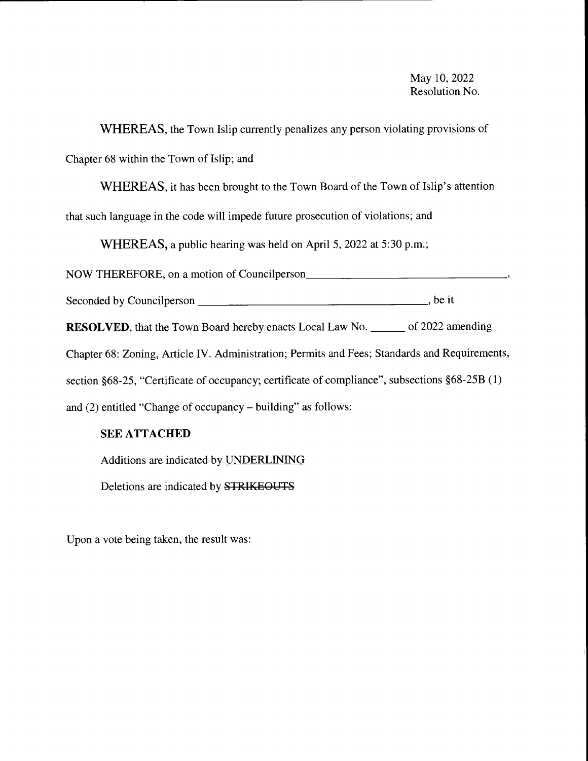May 10, 2022
Resolution No.

WHEREAS, the Town Islip currently penalizes any person violating provisions of Chapter 68 within the Town of Islip; and

WHEREAS, it has been brought to the Town Board of the Town of Islip's attention that such language in the code will impede future prosecution of violations; and

WHEREAS, a public hearing was held on April 5, 2022 at 5:30 p.m.;

NOW THEREFORE, on a motion of Councilperson\_\_\_\_\_\_\_\_\_\_\_\_\_\_\_\_\_\_\_\_\_\_\_\_\_\_\_\_\_\_\_\_\_\_\_\_,

Seconded by Councilperson \_\_\_\_\_\_\_\_\_\_\_\_\_\_\_\_\_\_\_\_\_\_\_\_\_\_\_\_\_\_\_\_\_\_\_\_\_\_\_\_, be it

**RESOLVED**, that the Town Board hereby enacts Local Law No. \_\_\_\_\_\_ of 2022 amending Chapter 68: Zoning, Article IV. Administration; Permits and Fees; Standards and Requirements, section §68-25, "Certificate of occupancy; certificate of compliance", subsections §68-25B (1) and (2) entitled "Change of occupancy – building" as follows:

**SEE ATTACHED**

Additions are indicated by <u>UNDERLINING</u>

Deletions are indicated by ~~STRIKEOUTS~~

Upon a vote being taken, the result was: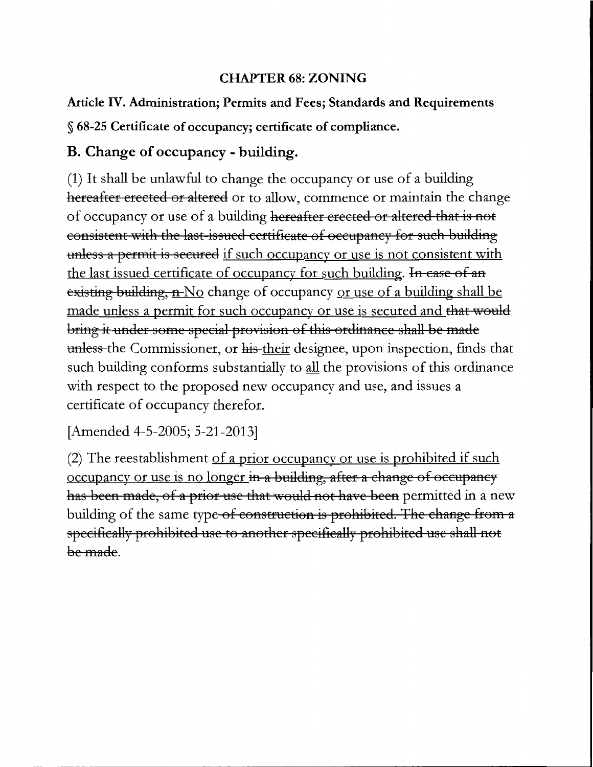**CHAPTER 68: ZONING**

**Article IV. Administration; Permits and Fees; Standards and Requirements**

**§ 68-25 Certificate of occupancy; certificate of compliance.**

## B. Change of occupancy - building.

(1) It shall be unlawful to change the occupancy or use of a building ~~hereafter erected or altered~~ or to allow, commence or maintain the change of occupancy or use of a building ~~hereafter erected or altered that is not consistent with the last-issued certificate of occupancy for such building unless a permit is secured~~ <u>if such occupancy or use is not consistent with the last issued certificate of occupancy for such building</u>. ~~In case of an existing building, n~~<u>No</u> change of occupancy <u>or use of a building shall be made unless a permit for such occupancy or use is secured and</u> ~~that would bring it under some special provision of this ordinance shall be made unless~~ the Commissioner, or ~~his~~ <u>their</u> designee, upon inspection, finds that such building conforms substantially to <u>all</u> the provisions of this ordinance with respect to the proposed new occupancy and use, and issues a certificate of occupancy therefor.

[Amended 4-5-2005; 5-21-2013]

(2) The reestablishment <u>of a prior occupancy or use is prohibited if such occupancy or use is no longer</u> ~~in a building, after a change of occupancy has been made, of a prior use that would not have been~~ permitted in a new building of the same type ~~of construction is prohibited. The change from a specifically prohibited use to another specifically prohibited use shall not be made~~.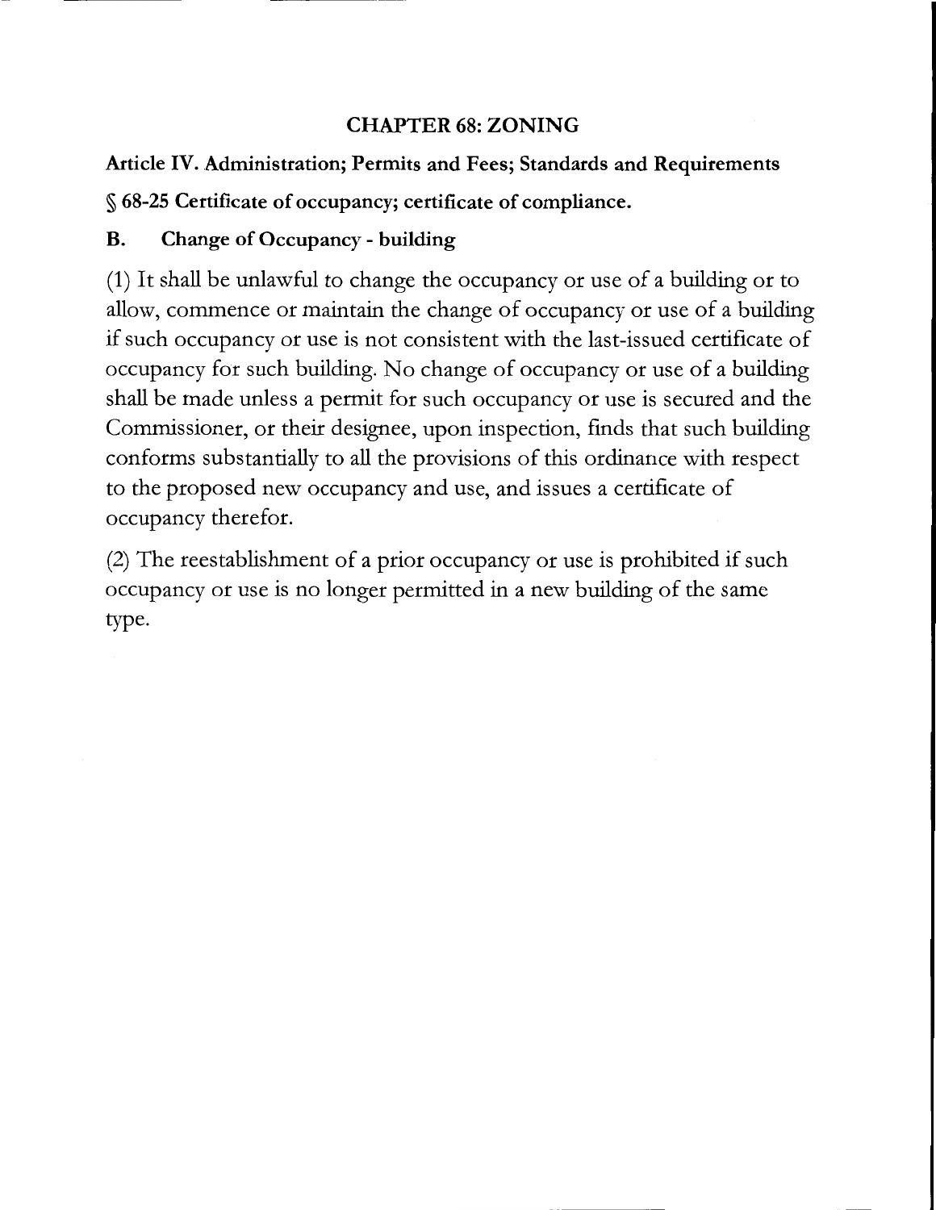## CHAPTER 68: ZONING

**Article IV. Administration; Permits and Fees; Standards and Requirements**

**§ 68-25 Certificate of occupancy; certificate of compliance.**

**B. Change of Occupancy - building**

(1) It shall be unlawful to change the occupancy or use of a building or to allow, commence or maintain the change of occupancy or use of a building if such occupancy or use is not consistent with the last-issued certificate of occupancy for such building. No change of occupancy or use of a building shall be made unless a permit for such occupancy or use is secured and the Commissioner, or their designee, upon inspection, finds that such building conforms substantially to all the provisions of this ordinance with respect to the proposed new occupancy and use, and issues a certificate of occupancy therefor.

(2) The reestablishment of a prior occupancy or use is prohibited if such occupancy or use is no longer permitted in a new building of the same type.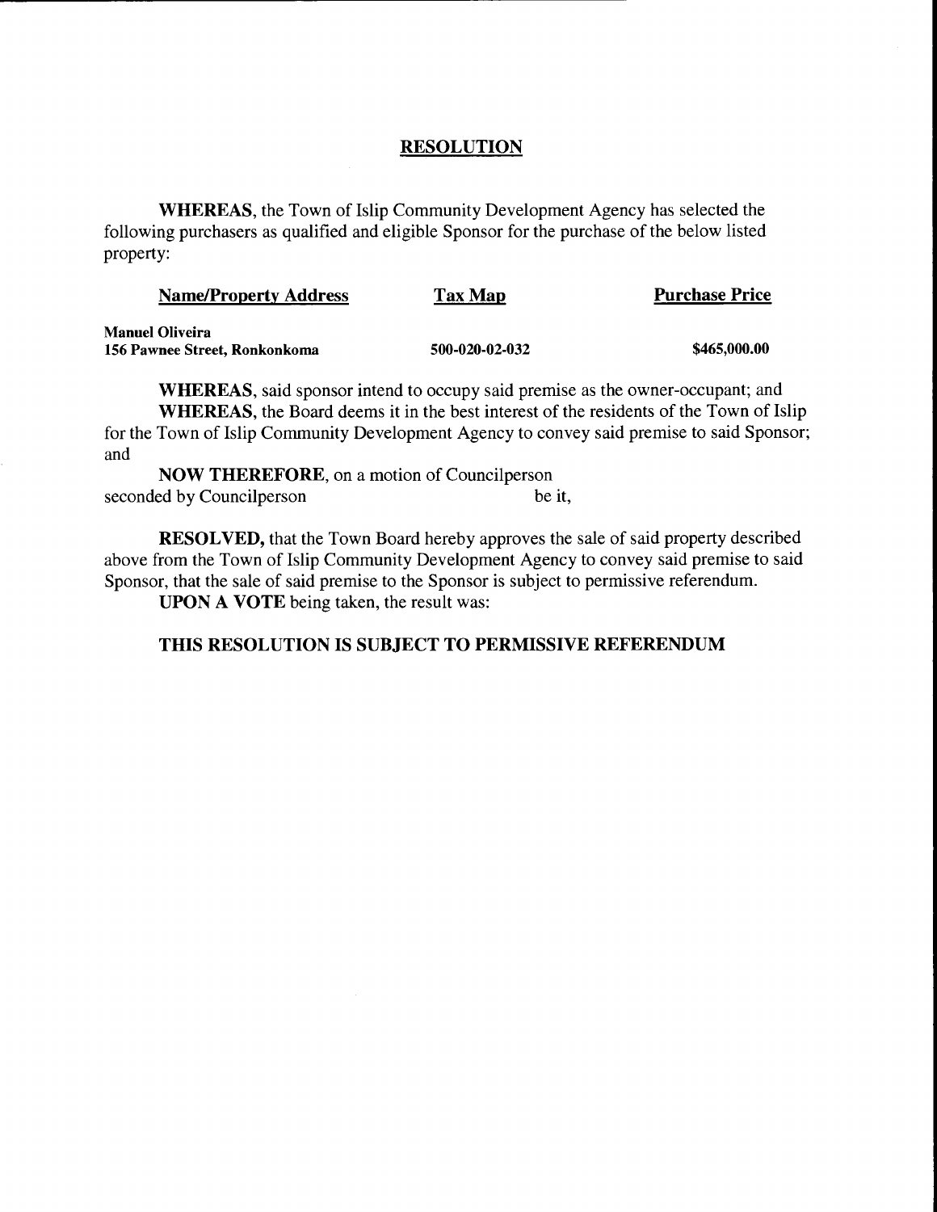# RESOLUTION

**WHEREAS**, the Town of Islip Community Development Agency has selected the following purchasers as qualified and eligible Sponsor for the purchase of the below listed property:

| Name/Property Address | Tax Map | Purchase Price |
|---|---|---|
| **Manuel Oliveira**<br>**156 Pawnee Street, Ronkonkoma** | **500-020-02-032** | **$465,000.00** |

**WHEREAS**, said sponsor intend to occupy said premise as the owner-occupant; and

**WHEREAS**, the Board deems it in the best interest of the residents of the Town of Islip for the Town of Islip Community Development Agency to convey said premise to said Sponsor; and

**NOW THEREFORE**, on a motion of Councilperson seconded by Councilperson be it,

**RESOLVED,** that the Town Board hereby approves the sale of said property described above from the Town of Islip Community Development Agency to convey said premise to said Sponsor, that the sale of said premise to the Sponsor is subject to permissive referendum.

**UPON A VOTE** being taken, the result was:

**THIS RESOLUTION IS SUBJECT TO PERMISSIVE REFERENDUM**